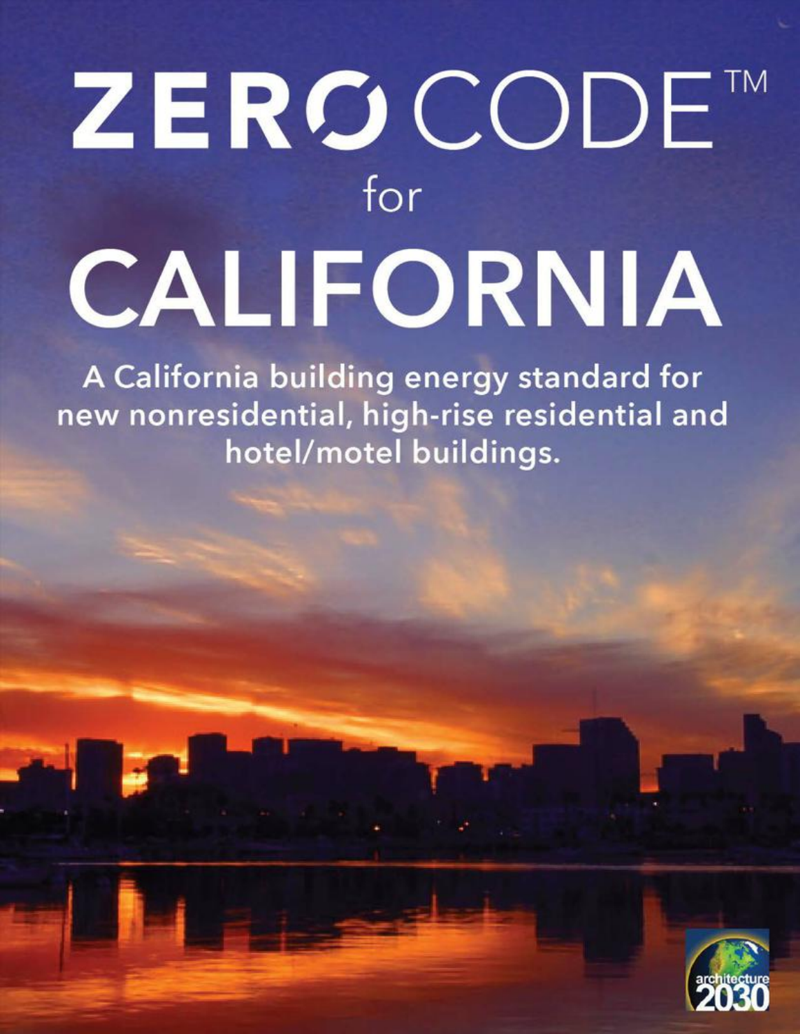# ZERØ CODE™

## for

# CALIFORNIA

**A California building energy standard for new nonresidential, high-rise residential and hotel/motel buildings.**

architecture 2030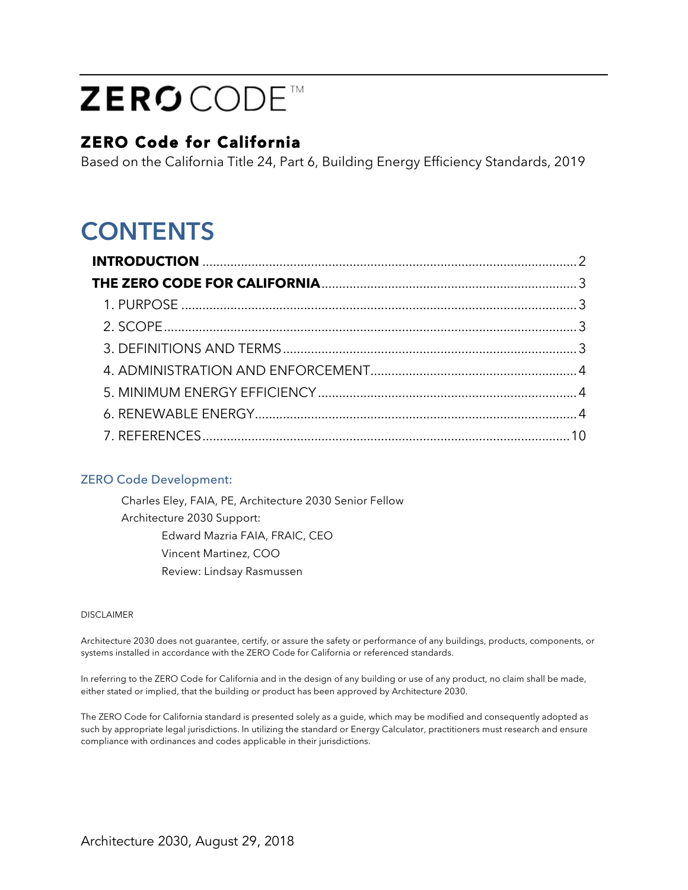# ZERO CODE™

## ZERO Code for California

Based on the California Title 24, Part 6, Building Energy Efficiency Standards, 2019

# CONTENTS

**INTRODUCTION** .......................................................................................................... 2

**THE ZERO CODE FOR CALIFORNIA** ....................................................................... 3

1. PURPOSE .................................................................................................................. 3
2. SCOPE ....................................................................................................................... 3
3. DEFINITIONS AND TERMS ...................................................................................... 3
4. ADMINISTRATION AND ENFORCEMENT ............................................................. 4
5. MINIMUM ENERGY EFFICIENCY ........................................................................... 4
6. RENEWABLE ENERGY ............................................................................................. 4
7. REFERENCES .......................................................................................................... 10

### ZERO Code Development:

Charles Eley, FAIA, PE, Architecture 2030 Senior Fellow
Architecture 2030 Support:
Edward Mazria FAIA, FRAIC, CEO
Vincent Martinez, COO
Review: Lindsay Rasmussen

DISCLAIMER

Architecture 2030 does not guarantee, certify, or assure the safety or performance of any buildings, products, components, or systems installed in accordance with the ZERO Code for California or referenced standards.

In referring to the ZERO Code for California and in the design of any building or use of any product, no claim shall be made, either stated or implied, that the building or product has been approved by Architecture 2030.

The ZERO Code for California standard is presented solely as a guide, which may be modified and consequently adopted as such by appropriate legal jurisdictions. In utilizing the standard or Energy Calculator, practitioners must research and ensure compliance with ordinances and codes applicable in their jurisdictions.

Architecture 2030, August 29, 2018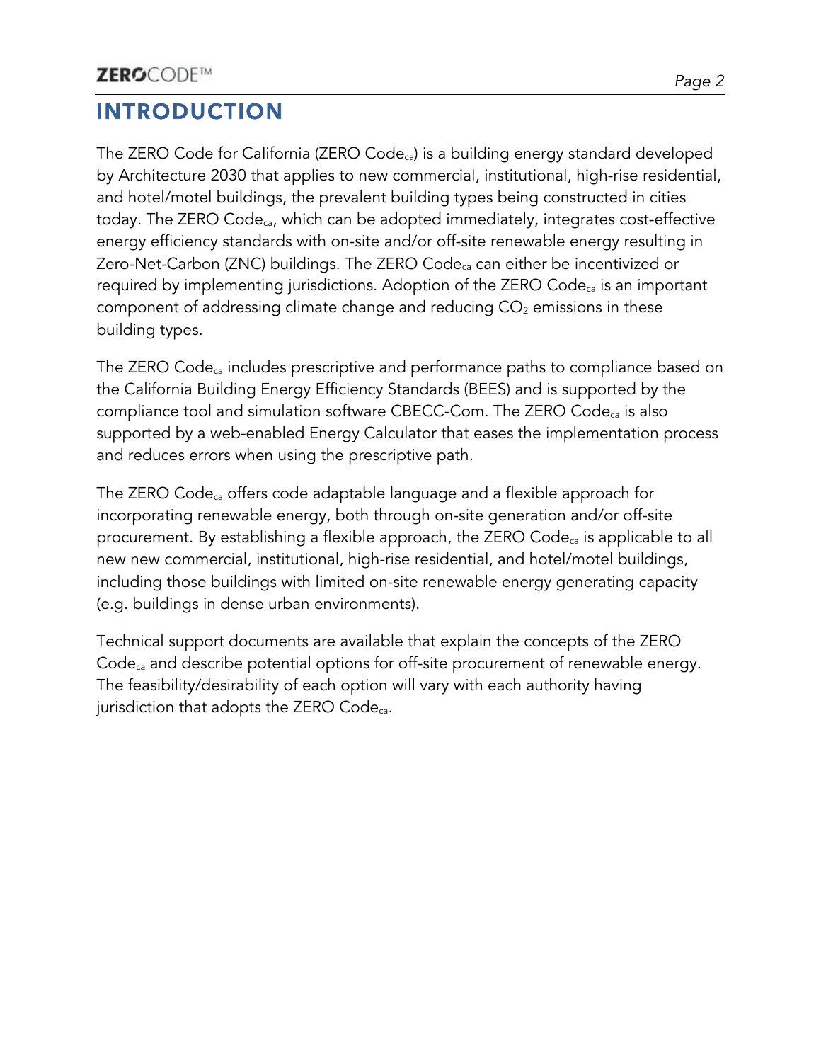# INTRODUCTION

The ZERO Code for California (ZERO Code$_{ca}$) is a building energy standard developed by Architecture 2030 that applies to new commercial, institutional, high-rise residential, and hotel/motel buildings, the prevalent building types being constructed in cities today. The ZERO Code$_{ca}$, which can be adopted immediately, integrates cost-effective energy efficiency standards with on-site and/or off-site renewable energy resulting in Zero-Net-Carbon (ZNC) buildings. The ZERO Code$_{ca}$ can either be incentivized or required by implementing jurisdictions. Adoption of the ZERO Code$_{ca}$ is an important component of addressing climate change and reducing $CO_2$ emissions in these building types.

The ZERO Code$_{ca}$ includes prescriptive and performance paths to compliance based on the California Building Energy Efficiency Standards (BEES) and is supported by the compliance tool and simulation software CBECC-Com. The ZERO Code$_{ca}$ is also supported by a web-enabled Energy Calculator that eases the implementation process and reduces errors when using the prescriptive path.

The ZERO Code$_{ca}$ offers code adaptable language and a flexible approach for incorporating renewable energy, both through on-site generation and/or off-site procurement. By establishing a flexible approach, the ZERO Code$_{ca}$ is applicable to all new new commercial, institutional, high-rise residential, and hotel/motel buildings, including those buildings with limited on-site renewable energy generating capacity (e.g. buildings in dense urban environments).

Technical support documents are available that explain the concepts of the ZERO Code$_{ca}$ and describe potential options for off-site procurement of renewable energy. The feasibility/desirability of each option will vary with each authority having jurisdiction that adopts the ZERO Code$_{ca}$.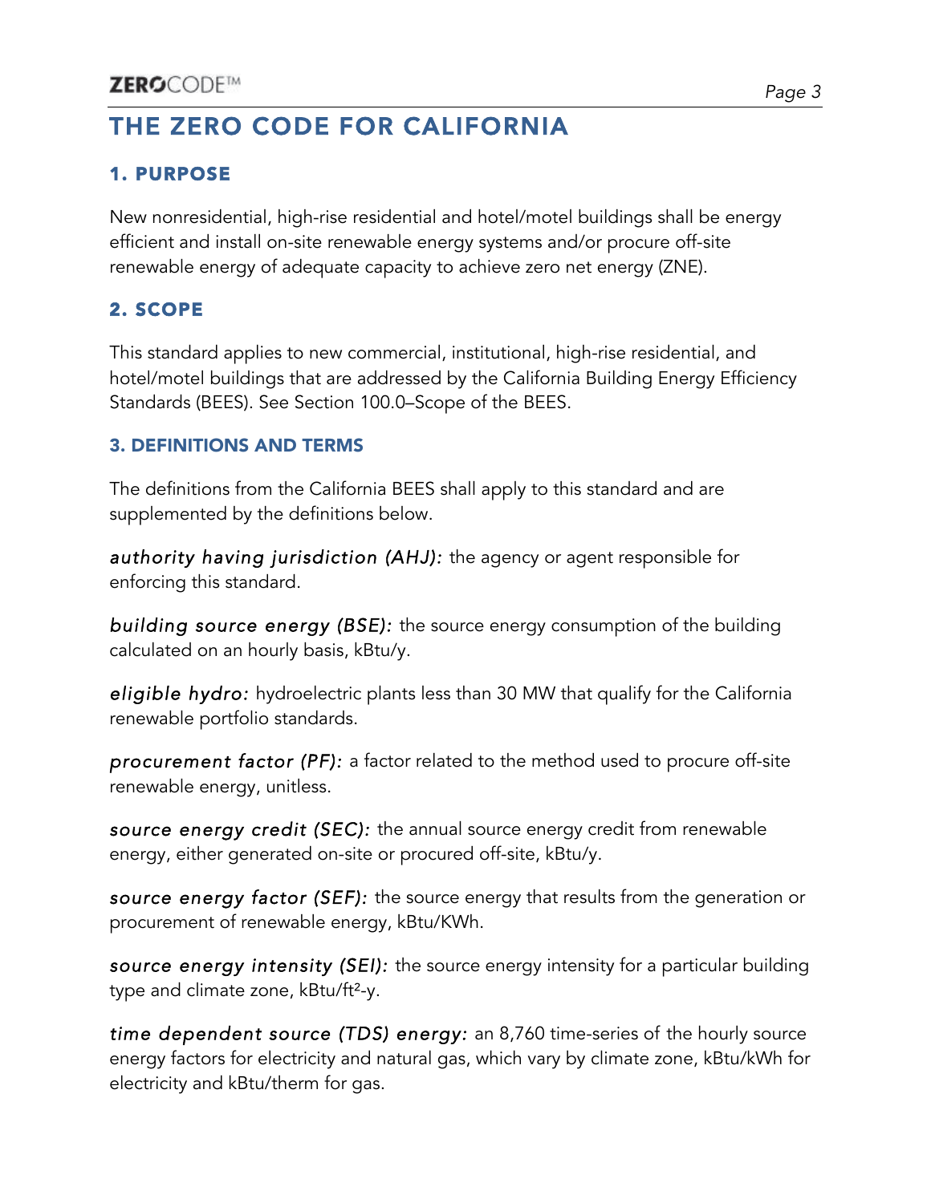# THE ZERO CODE FOR CALIFORNIA

## 1. PURPOSE

New nonresidential, high-rise residential and hotel/motel buildings shall be energy efficient and install on-site renewable energy systems and/or procure off-site renewable energy of adequate capacity to achieve zero net energy (ZNE).

## 2. SCOPE

This standard applies to new commercial, institutional, high-rise residential, and hotel/motel buildings that are addressed by the California Building Energy Efficiency Standards (BEES). See Section 100.0–Scope of the BEES.

## 3. DEFINITIONS AND TERMS

The definitions from the California BEES shall apply to this standard and are supplemented by the definitions below.

*authority having jurisdiction (AHJ):* the agency or agent responsible for enforcing this standard.

*building source energy (BSE):* the source energy consumption of the building calculated on an hourly basis, kBtu/y.

*eligible hydro:* hydroelectric plants less than 30 MW that qualify for the California renewable portfolio standards.

*procurement factor (PF):* a factor related to the method used to procure off-site renewable energy, unitless.

*source energy credit (SEC):* the annual source energy credit from renewable energy, either generated on-site or procured off-site, kBtu/y.

*source energy factor (SEF):* the source energy that results from the generation or procurement of renewable energy, kBtu/KWh.

*source energy intensity (SEI):* the source energy intensity for a particular building type and climate zone, kBtu/ft$^2$-y.

*time dependent source (TDS) energy:* an 8,760 time-series of the hourly source energy factors for electricity and natural gas, which vary by climate zone, kBtu/kWh for electricity and kBtu/therm for gas.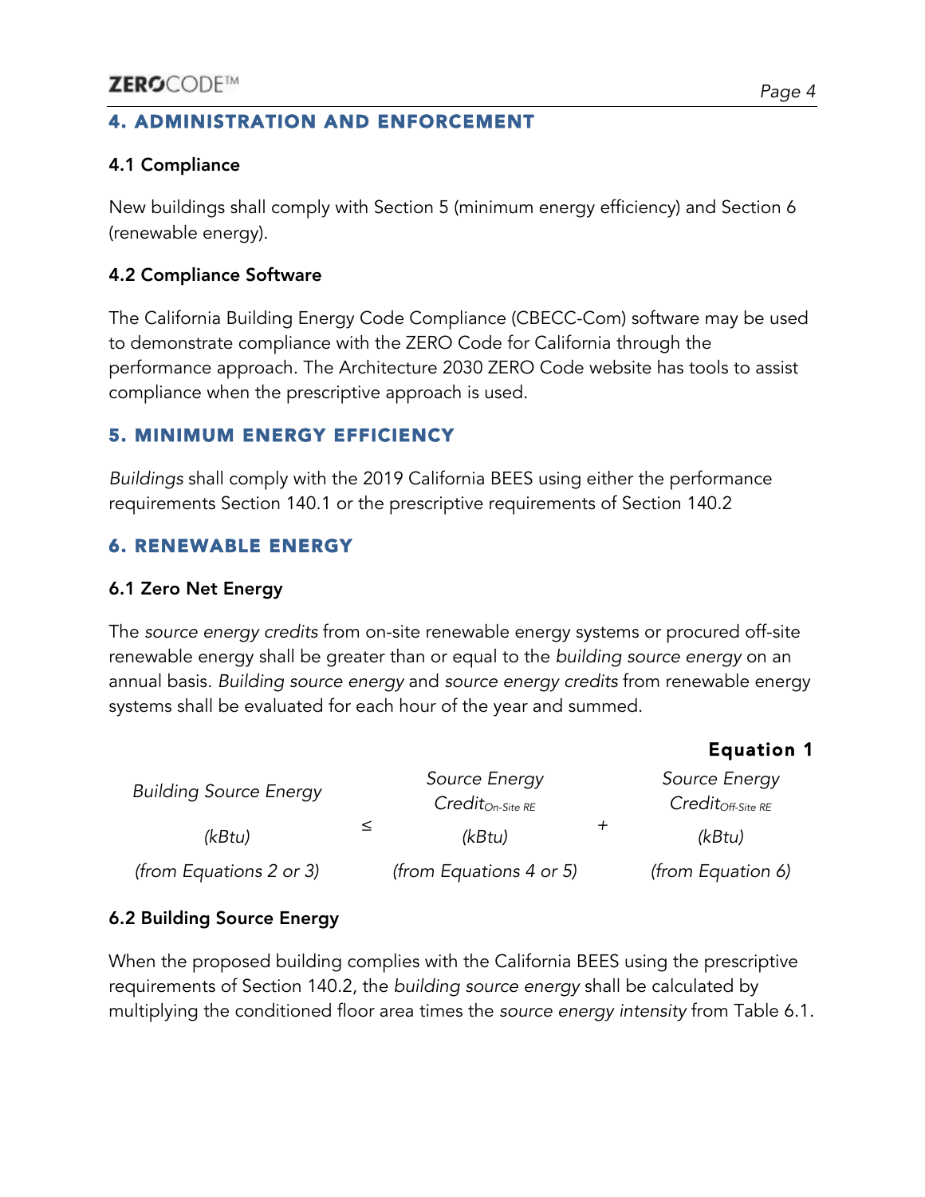## 4. ADMINISTRATION AND ENFORCEMENT

### 4.1 Compliance

New buildings shall comply with Section 5 (minimum energy efficiency) and Section 6 (renewable energy).

### 4.2 Compliance Software

The California Building Energy Code Compliance (CBECC-Com) software may be used to demonstrate compliance with the ZERO Code for California through the performance approach. The Architecture 2030 ZERO Code website has tools to assist compliance when the prescriptive approach is used.

## 5. MINIMUM ENERGY EFFICIENCY

*Buildings* shall comply with the 2019 California BEES using either the performance requirements Section 140.1 or the prescriptive requirements of Section 140.2

## 6. RENEWABLE ENERGY

### 6.1 Zero Net Energy

The *source energy credits* from on-site renewable energy systems or procured off-site renewable energy shall be greater than or equal to the *building source energy* on an annual basis. *Building source energy* and *source energy credits* from renewable energy systems shall be evaluated for each hour of the year and summed.

**Equation 1**

$$\underset{\text{(from Equations 2 or 3)}}{\underset{(kBtu)}{\textit{Building Source Energy}}} \leq \underset{\text{(from Equations 4 or 5)}}{\underset{(kBtu)}{\textit{Source Energy Credit}_{\textit{On-Site RE}}}} + \underset{\text{(from Equation 6)}}{\underset{(kBtu)}{\textit{Source Energy Credit}_{\textit{Off-Site RE}}}}$$

### 6.2 Building Source Energy

When the proposed building complies with the California BEES using the prescriptive requirements of Section 140.2, the *building source energy* shall be calculated by multiplying the conditioned floor area times the *source energy intensity* from Table 6.1.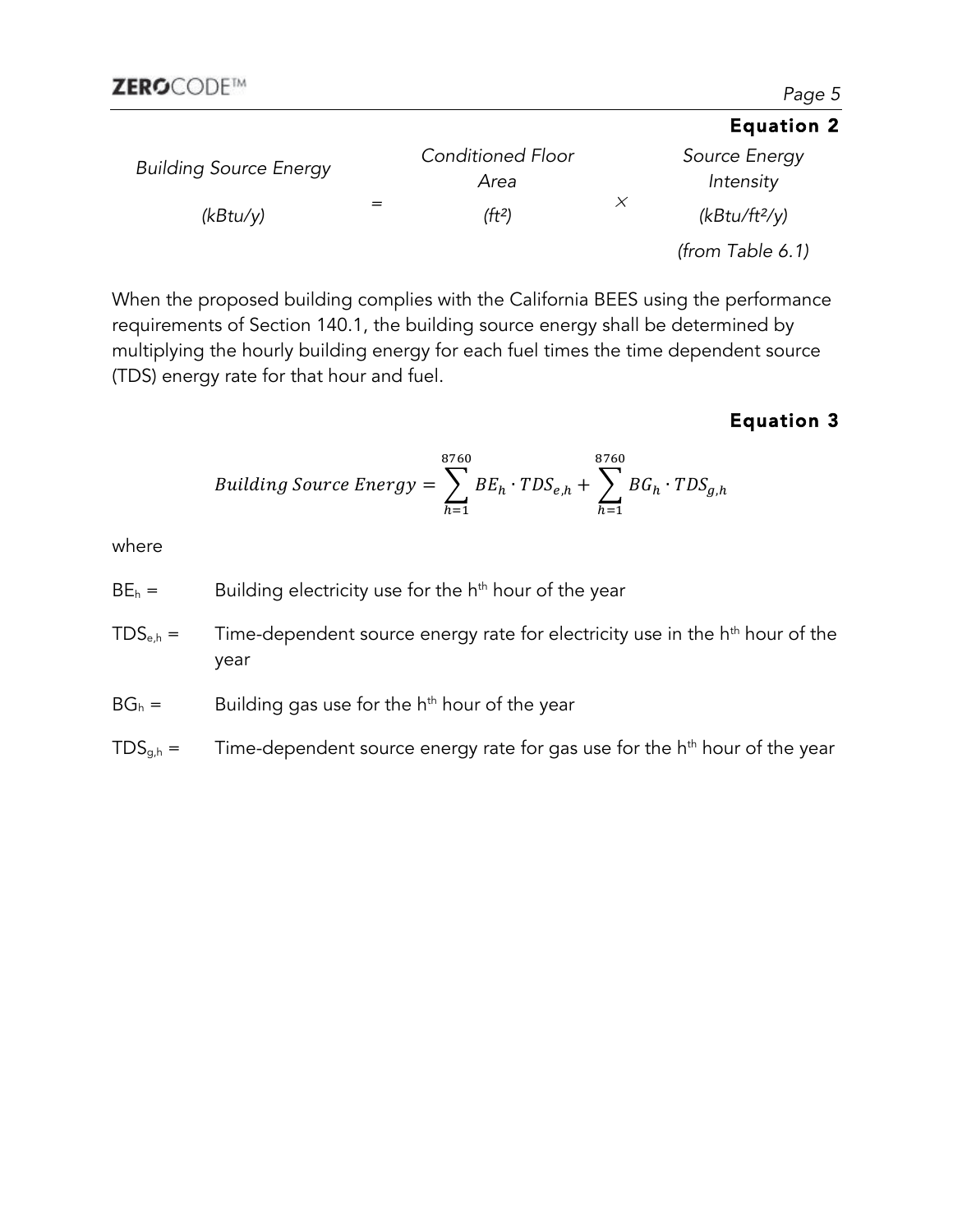**Equation 2**

$$\underset{(kBtu/y)}{\text{Building Source Energy}} = \underset{(ft^2)}{\text{Conditioned Floor Area}} \times \underset{\substack{(kBtu/ft^2/y) \\ \text{(from Table 6.1)}}}{\text{Source Energy Intensity}}$$

When the proposed building complies with the California BEES using the performance requirements of Section 140.1, the building source energy shall be determined by multiplying the hourly building energy for each fuel times the time dependent source (TDS) energy rate for that hour and fuel.

**Equation 3**

$$Building\ Source\ Energy = \sum_{h=1}^{8760} BE_h \cdot TDS_{e,h} + \sum_{h=1}^{8760} BG_h \cdot TDS_{g,h}$$

where

$BE_h$ = Building electricity use for the $h^{th}$ hour of the year

$TDS_{e,h}$ = Time-dependent source energy rate for electricity use in the $h^{th}$ hour of the year

$BG_h$ = Building gas use for the $h^{th}$ hour of the year

$TDS_{g,h}$ = Time-dependent source energy rate for gas use for the $h^{th}$ hour of the year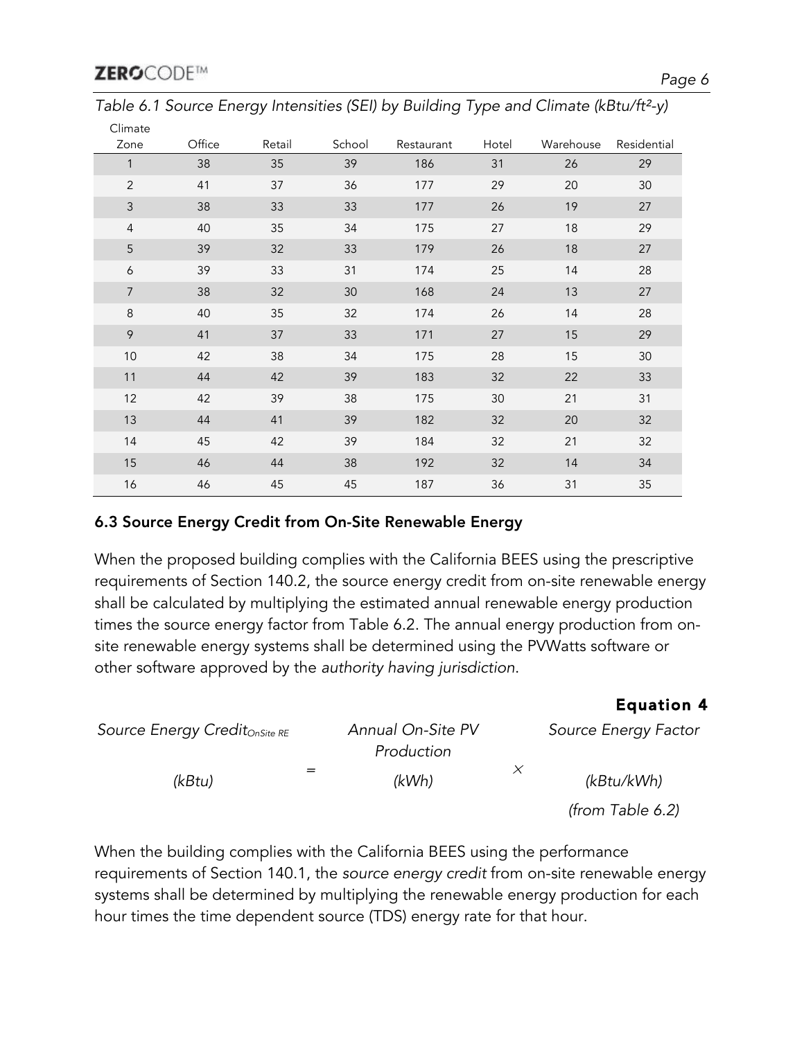*Table 6.1 Source Energy Intensities (SEI) by Building Type and Climate (kBtu/ft²-y)*

| Climate Zone | Office | Retail | School | Restaurant | Hotel | Warehouse | Residential |
|---|---|---|---|---|---|---|---|
| 1 | 38 | 35 | 39 | 186 | 31 | 26 | 29 |
| 2 | 41 | 37 | 36 | 177 | 29 | 20 | 30 |
| 3 | 38 | 33 | 33 | 177 | 26 | 19 | 27 |
| 4 | 40 | 35 | 34 | 175 | 27 | 18 | 29 |
| 5 | 39 | 32 | 33 | 179 | 26 | 18 | 27 |
| 6 | 39 | 33 | 31 | 174 | 25 | 14 | 28 |
| 7 | 38 | 32 | 30 | 168 | 24 | 13 | 27 |
| 8 | 40 | 35 | 32 | 174 | 26 | 14 | 28 |
| 9 | 41 | 37 | 33 | 171 | 27 | 15 | 29 |
| 10 | 42 | 38 | 34 | 175 | 28 | 15 | 30 |
| 11 | 44 | 42 | 39 | 183 | 32 | 22 | 33 |
| 12 | 42 | 39 | 38 | 175 | 30 | 21 | 31 |
| 13 | 44 | 41 | 39 | 182 | 32 | 20 | 32 |
| 14 | 45 | 42 | 39 | 184 | 32 | 21 | 32 |
| 15 | 46 | 44 | 38 | 192 | 32 | 14 | 34 |
| 16 | 46 | 45 | 45 | 187 | 36 | 31 | 35 |

### 6.3 Source Energy Credit from On-Site Renewable Energy

When the proposed building complies with the California BEES using the prescriptive requirements of Section 140.2, the source energy credit from on-site renewable energy shall be calculated by multiplying the estimated annual renewable energy production times the source energy factor from Table 6.2. The annual energy production from on-site renewable energy systems shall be determined using the PVWatts software or other software approved by the *authority having jurisdiction*.

**Equation 4**

$$\underset{(kBtu)}{\text{Source Energy Credit}_{OnSite\ RE}} = \underset{(kWh)}{\text{Annual On-Site PV Production}} \times \underset{\substack{(kBtu/kWh) \\ (\text{from Table 6.2})}}{\text{Source Energy Factor}}$$

When the building complies with the California BEES using the performance requirements of Section 140.1, the *source energy credit* from on-site renewable energy systems shall be determined by multiplying the renewable energy production for each hour times the time dependent source (TDS) energy rate for that hour.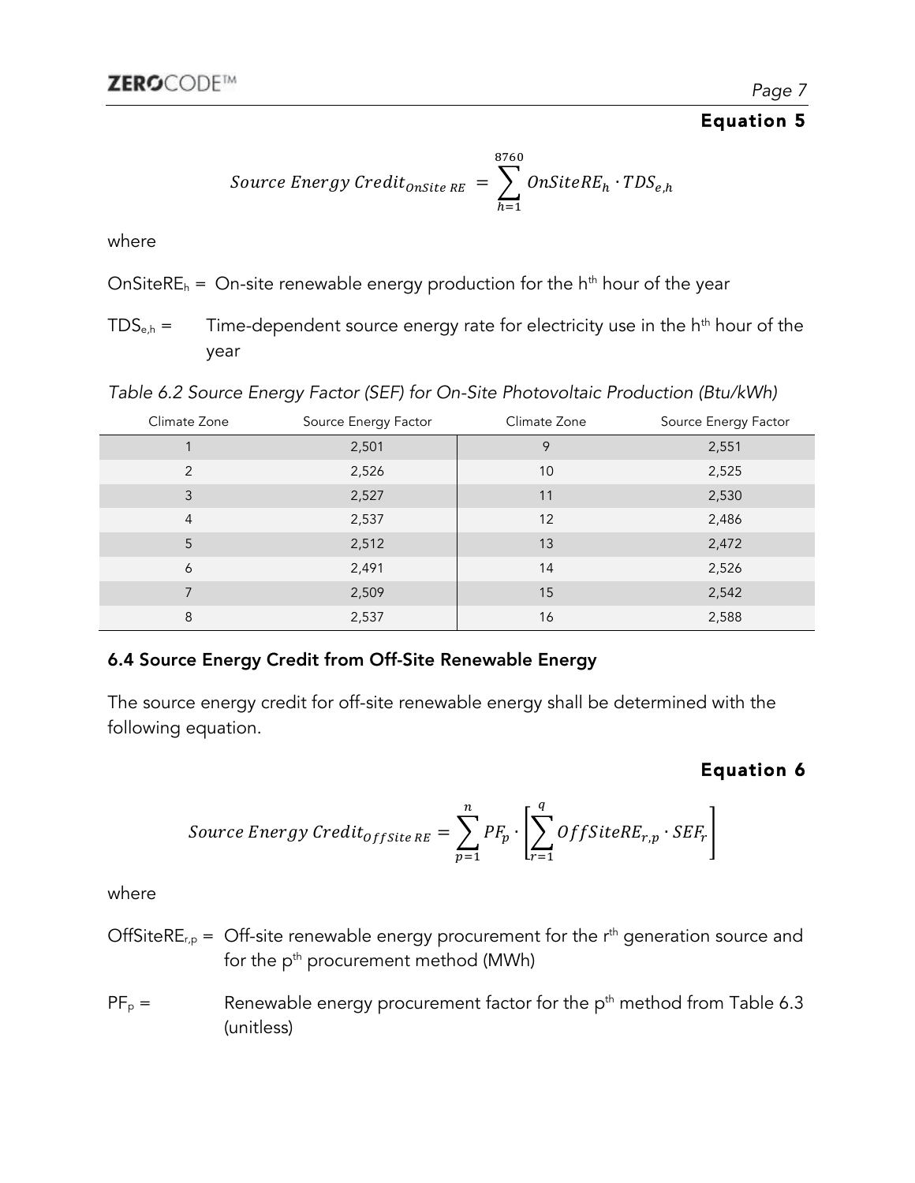**Equation 5**

$$Source\ Energy\ Credit_{OnSite\ RE} = \sum_{h=1}^{8760} OnSiteRE_h \cdot TDS_{e,h}$$

where

$OnSiteRE_h$ = On-site renewable energy production for the $h^{th}$ hour of the year

$TDS_{e,h}$ = Time-dependent source energy rate for electricity use in the $h^{th}$ hour of the year

*Table 6.2 Source Energy Factor (SEF) for On-Site Photovoltaic Production (Btu/kWh)*

| Climate Zone | Source Energy Factor | Climate Zone | Source Energy Factor |
|---|---|---|---|
| 1 | 2,501 | 9 | 2,551 |
| 2 | 2,526 | 10 | 2,525 |
| 3 | 2,527 | 11 | 2,530 |
| 4 | 2,537 | 12 | 2,486 |
| 5 | 2,512 | 13 | 2,472 |
| 6 | 2,491 | 14 | 2,526 |
| 7 | 2,509 | 15 | 2,542 |
| 8 | 2,537 | 16 | 2,588 |

### 6.4 Source Energy Credit from Off-Site Renewable Energy

The source energy credit for off-site renewable energy shall be determined with the following equation.

**Equation 6**

$$Source\ Energy\ Credit_{OffSite\ RE} = \sum_{p=1}^{n} PF_p \cdot \left[ \sum_{r=1}^{q} OffSiteRE_{r,p} \cdot SEF_r \right]$$

where

$OffSiteRE_{r,p}$ = Off-site renewable energy procurement for the $r^{th}$ generation source and for the $p^{th}$ procurement method (MWh)

$PF_p$ = Renewable energy procurement factor for the $p^{th}$ method from Table 6.3 (unitless)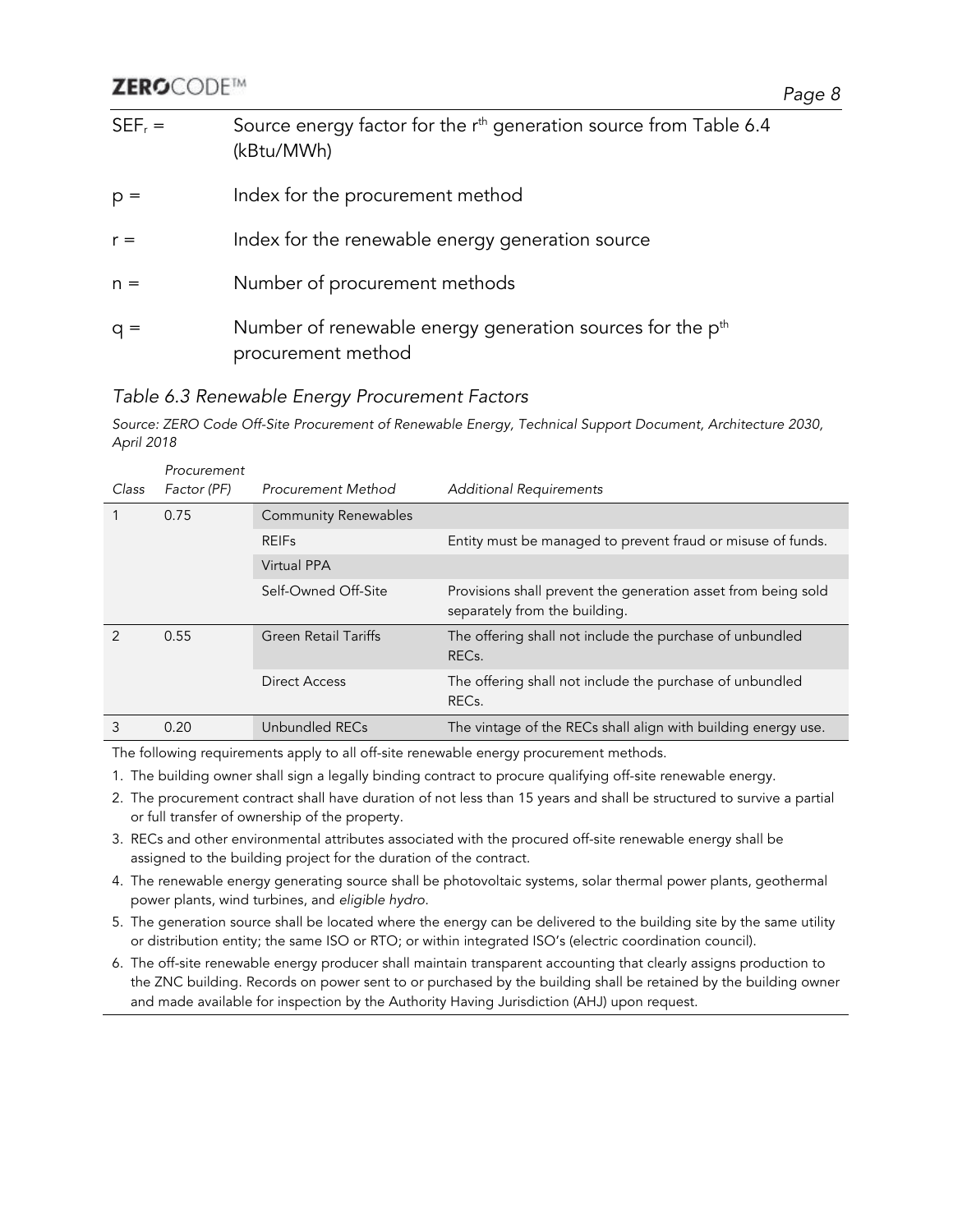$SEF_r$ = Source energy factor for the $r^{th}$ generation source from Table 6.4 (kBtu/MWh)

$p$ = Index for the procurement method

$r$ = Index for the renewable energy generation source

$n$ = Number of procurement methods

$q$ = Number of renewable energy generation sources for the $p^{th}$ procurement method

### *Table 6.3 Renewable Energy Procurement Factors*

*Source: ZERO Code Off-Site Procurement of Renewable Energy, Technical Support Document, Architecture 2030, April 2018*

| *Class* | *Procurement Factor (PF)* | *Procurement Method* | *Additional Requirements* |
|---|---|---|---|
| 1 | 0.75 | Community Renewables | |
| | | REIFs | Entity must be managed to prevent fraud or misuse of funds. |
| | | Virtual PPA | |
| | | Self-Owned Off-Site | Provisions shall prevent the generation asset from being sold separately from the building. |
| 2 | 0.55 | Green Retail Tariffs | The offering shall not include the purchase of unbundled RECs. |
| | | Direct Access | The offering shall not include the purchase of unbundled RECs. |
| 3 | 0.20 | Unbundled RECs | The vintage of the RECs shall align with building energy use. |

The following requirements apply to all off-site renewable energy procurement methods.

1. The building owner shall sign a legally binding contract to procure qualifying off-site renewable energy.
2. The procurement contract shall have duration of not less than 15 years and shall be structured to survive a partial or full transfer of ownership of the property.
3. RECs and other environmental attributes associated with the procured off-site renewable energy shall be assigned to the building project for the duration of the contract.
4. The renewable energy generating source shall be photovoltaic systems, solar thermal power plants, geothermal power plants, wind turbines, and *eligible hydro*.
5. The generation source shall be located where the energy can be delivered to the building site by the same utility or distribution entity; the same ISO or RTO; or within integrated ISO's (electric coordination council).
6. The off-site renewable energy producer shall maintain transparent accounting that clearly assigns production to the ZNC building. Records on power sent to or purchased by the building shall be retained by the building owner and made available for inspection by the Authority Having Jurisdiction (AHJ) upon request.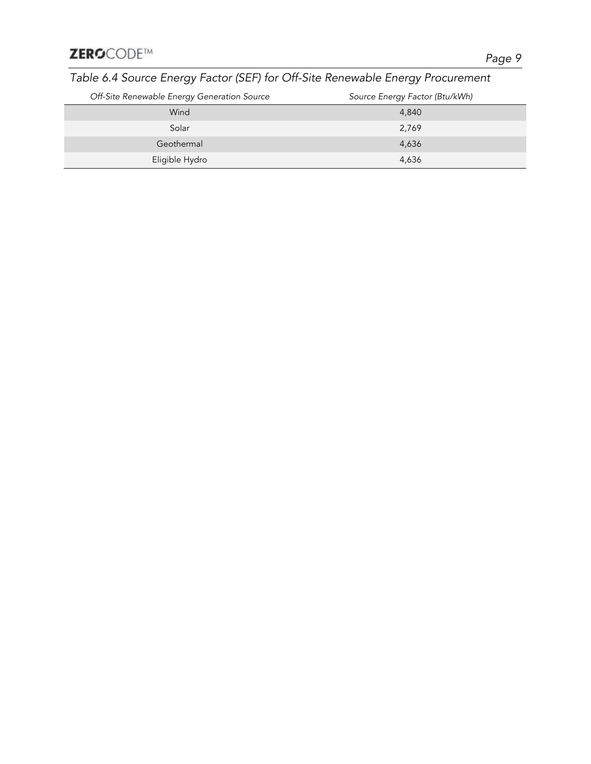*Table 6.4 Source Energy Factor (SEF) for Off-Site Renewable Energy Procurement*

| *Off-Site Renewable Energy Generation Source* | *Source Energy Factor (Btu/kWh)* |
| --- | --- |
| Wind | 4,840 |
| Solar | 2,769 |
| Geothermal | 4,636 |
| Eligible Hydro | 4,636 |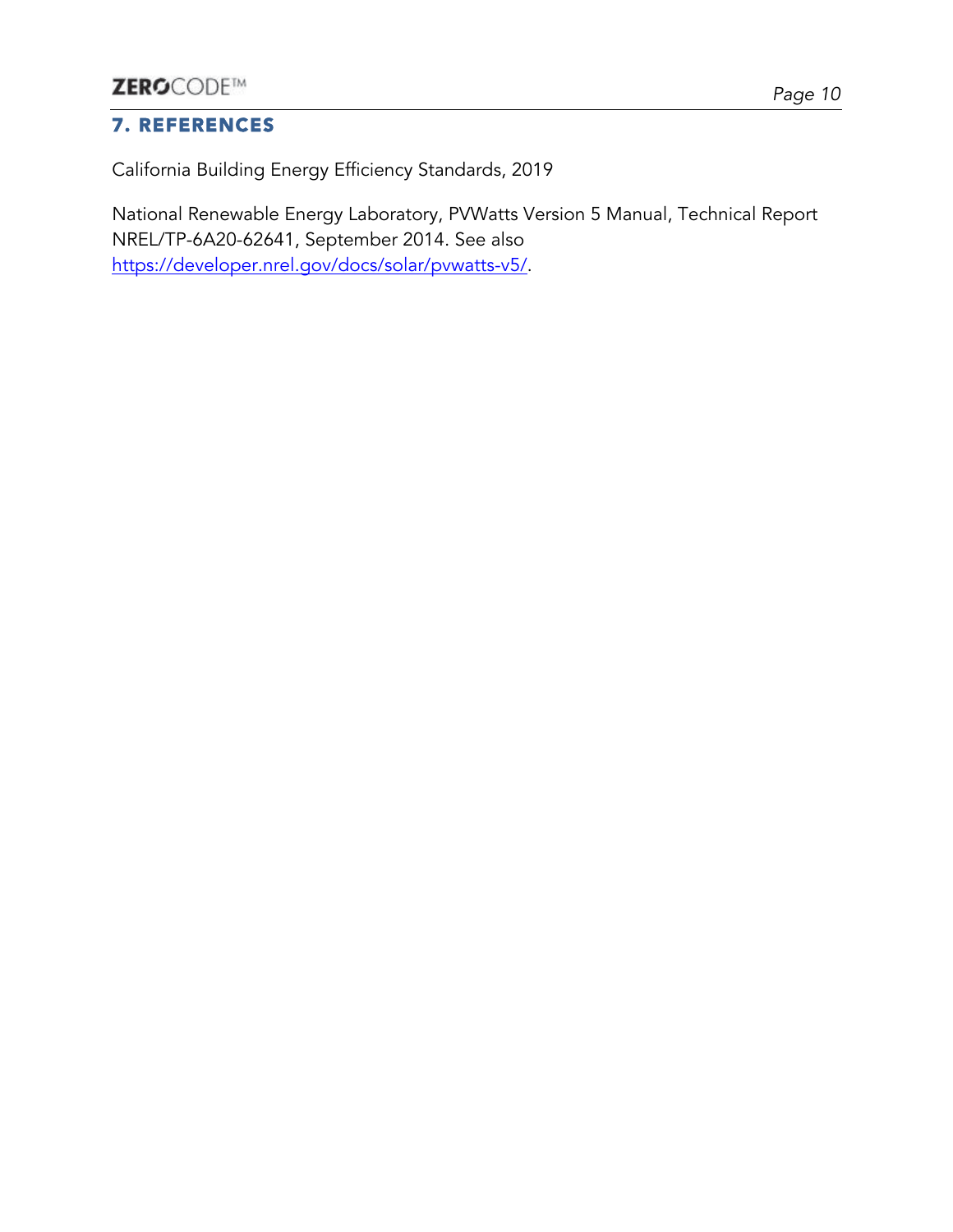## 7. REFERENCES

California Building Energy Efficiency Standards, 2019

National Renewable Energy Laboratory, PVWatts Version 5 Manual, Technical Report NREL/TP-6A20-62641, September 2014. See also https://developer.nrel.gov/docs/solar/pvwatts-v5/.